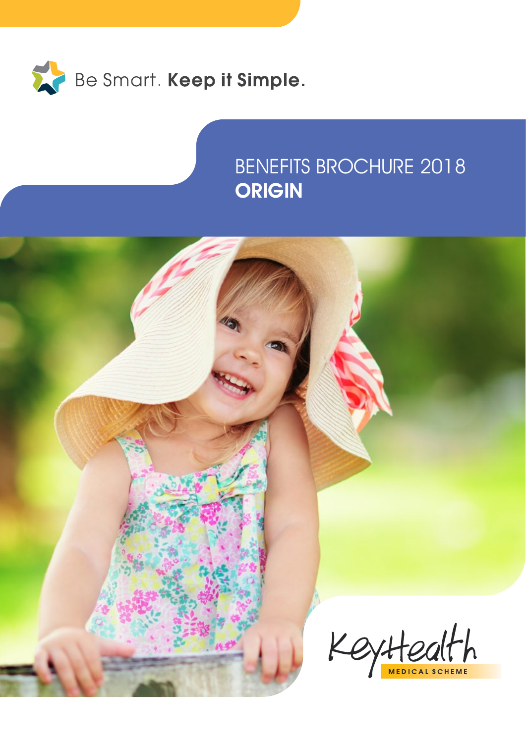Be Smart. **Keep it Simple.**

# BENEFITS BROCHURE 2018
# **ORIGIN**

KeyHealth

MEDICAL SCHEME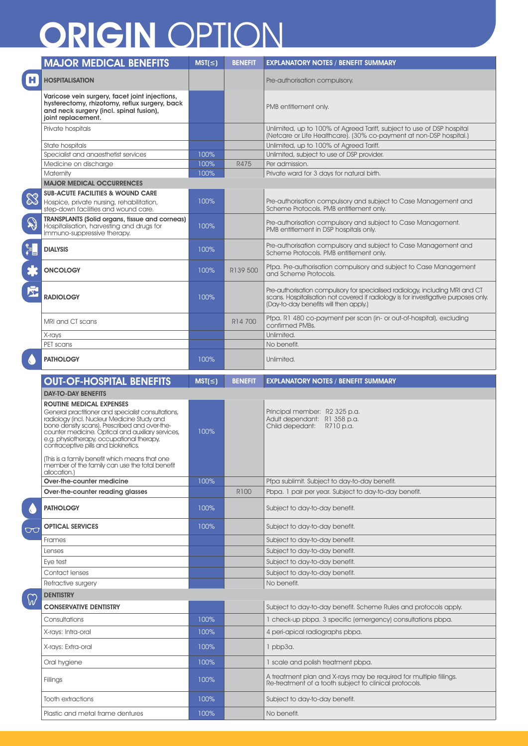# ORIGIN OPTION

| MAJOR MEDICAL BENEFITS | MST(≤) | BENEFIT | EXPLANATORY NOTES / BENEFIT SUMMARY |
|---|---|---|---|
| **HOSPITALISATION** | | | Pre-authorisation compulsory. |
| **Varicose vein surgery, facet joint injections, hysterectomy, rhizotomy, reflux surgery, back and neck surgery (incl. spinal fusion), joint replacement.** | | | PMB entitlement only. |
| Private hospitals | | | Unlimited, up to 100% of Agreed Tariff, subject to use of DSP hospital (Netcare or Life Healthcare). (30% co-payment at non-DSP hospital.) |
| State hospitals | | | Unlimited, up to 100% of Agreed Tariff. |
| Specialist and anaesthetist services | 100% | | Unlimited, subject to use of DSP provider. |
| Medicine on discharge | 100% | R475 | Per admission. |
| Maternity | 100% | | Private ward for 3 days for natural birth. |
| **MAJOR MEDICAL OCCURRENCES** | | | |
| **SUB-ACUTE FACILITIES & WOUND CARE** Hospice, private nursing, rehabilitation, step-down facilities and wound care. | 100% | | Pre-authorisation compulsory and subject to Case Management and Scheme Protocols. PMB entitlement only. |
| **TRANSPLANTS (Solid organs, tissue and corneas)** Hospitalisation, harvesting and drugs for immuno-suppressive therapy. | 100% | | Pre-authorisation compulsory and subject to Case Management. PMB entitlement in DSP hospitals only. |
| **DIALYSIS** | 100% | | Pre-authorisation compulsory and subject to Case Management and Scheme Protocols. PMB entitlement only. |
| **ONCOLOGY** | 100% | R139 500 | Pfpa. Pre-authorisation compulsory and subject to Case Management and Scheme Protocols. |
| **RADIOLOGY** | 100% | | Pre-authorisation compulsory for specialised radiology, including MRI and CT scans. Hospitalisation not covered if radiology is for investigative purposes only. (Day-to-day benefits will then apply.) |
| MRI and CT scans | | R14 700 | Pfpa. R1 480 co-payment per scan (in- or out-of-hospital), excluding confirmed PMBs. |
| X-rays | | | Unlimited. |
| PET scans | | | No benefit. |
| **PATHOLOGY** | 100% | | Unlimited. |

| OUT-OF-HOSPITAL BENEFITS | MST(≤) | BENEFIT | EXPLANATORY NOTES / BENEFIT SUMMARY |
|---|---|---|---|
| **DAY-TO-DAY BENEFITS** | | | |
| **ROUTINE MEDICAL EXPENSES** General practitioner and specialist consultations, radiology (incl. Nucleur Medicine Study and bone density scans). Prescribed and over-the-counter medicine. Optical and auxiliary services, e.g. physiotherapy, occupational therapy, contraceptive pills and biokinetics. (This is a family benefit which means that one member of the family can use the total benefit allocation.) | 100% | | Principal member: R2 325 p.a. Adult dependant: R1 358 p.a. Child depedant: R710 p.a. |
| **Over-the-counter medicine** | 100% | | Pfpa sublimit. Subject to day-to-day benefit. |
| **Over-the-counter reading glasses** | | R100 | Pbpa. 1 pair per year. Subject to day-to-day benefit. |
| **PATHOLOGY** | 100% | | Subject to day-to-day benefit. |
| **OPTICAL SERVICES** | 100% | | Subject to day-to-day benefit. |
| Frames | | | Subject to day-to-day benefit. |
| Lenses | | | Subject to day-to-day benefit. |
| Eye test | | | Subject to day-to-day benefit. |
| Contact lenses | | | Subject to day-to-day benefit. |
| Refractive surgery | | | No benefit. |
| **DENTISTRY** | | | |
| **CONSERVATIVE DENTISTRY** | | | Subject to day-to-day benefit. Scheme Rules and protocols apply. |
| Consultations | 100% | | 1 check-up pbpa. 3 specific (emergency) consultations pbpa. |
| X-rays: Intra-oral | 100% | | 4 peri-apical radiographs pbpa. |
| X-rays: Extra-oral | 100% | | 1 pbp3a. |
| Oral hygiene | 100% | | 1 scale and polish treatment pbpa. |
| Fillings | 100% | | A treatment plan and X-rays may be required for multiple fillings. Re-treatment of a tooth subject to clinical protocols. |
| Tooth extractions | 100% | | Subject to day-to-day benefit. |
| Plastic and metal frame dentures | 100% | | No benefit. |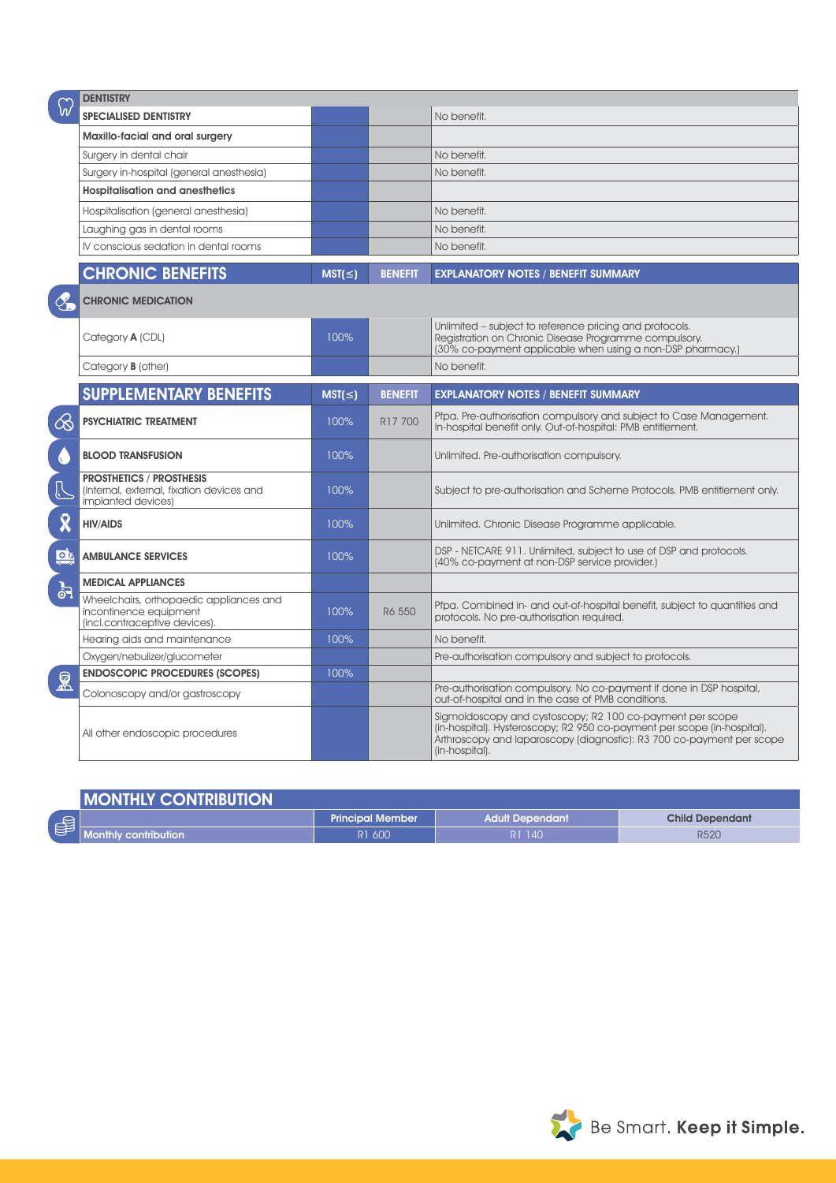| DENTISTRY | | | |
|---|---|---|---|
| **SPECIALISED DENTISTRY** | | | No benefit. |
| **Maxillo-facial and oral surgery** | | | |
| Surgery in dental chair | | | No benefit. |
| Surgery in-hospital (general anesthesia) | | | No benefit. |
| **Hospitalisation and anesthetics** | | | |
| Hospitalisation (general anesthesia) | | | No benefit. |
| Laughing gas in dental rooms | | | No benefit. |
| IV conscious sedation in dental rooms | | | No benefit. |

| CHRONIC BENEFITS | MST(≤) | BENEFIT | EXPLANATORY NOTES / BENEFIT SUMMARY |
|---|---|---|---|
| **CHRONIC MEDICATION** | | | |
| Category **A** (CDL) | 100% | | Unlimited – subject to reference pricing and protocols. Registration on Chronic Disease Programme compulsory. (30% co-payment applicable when using a non-DSP pharmacy.) |
| Category **B** (other) | | | No benefit. |

| SUPPLEMENTARY BENEFITS | MST(≤) | BENEFIT | EXPLANATORY NOTES / BENEFIT SUMMARY |
|---|---|---|---|
| **PSYCHIATRIC TREATMENT** | 100% | R17 700 | Pfpa. Pre-authorisation compulsory and subject to Case Management. In-hospital benefit only. Out-of-hospital: PMB entitlement. |
| **BLOOD TRANSFUSION** | 100% | | Unlimited. Pre-authorisation compulsory. |
| **PROSTHETICS / PROSTHESIS** (Internal, external, fixation devices and implanted devices) | 100% | | Subject to pre-authorisation and Scheme Protocols. PMB entitlement only. |
| **HIV/AIDS** | 100% | | Unlimited. Chronic Disease Programme applicable. |
| **AMBULANCE SERVICES** | 100% | | DSP - NETCARE 911. Unlimited, subject to use of DSP and protocols. (40% co-payment at non-DSP service provider.) |
| **MEDICAL APPLIANCES** | | | |
| Wheelchairs, orthopaedic appliances and incontinence equipment (incl.contraceptive devices). | 100% | R6 550 | Pfpa. Combined in- and out-of-hospital benefit, subject to quantities and protocols. No pre-authorisation required. |
| Hearing aids and maintenance | 100% | | No benefit. |
| Oxygen/nebulizer/glucometer | | | Pre-authorisation compulsory and subject to protocols. |
| **ENDOSCOPIC PROCEDURES (SCOPES)** | 100% | | |
| Colonoscopy and/or gastroscopy | | | Pre-authorisation compulsory. No co-payment if done in DSP hospital, out-of-hospital and in the case of PMB conditions. |
| All other endoscopic procedures | | | Sigmoidoscopy and cystoscopy: R2 100 co-payment per scope (in-hospital). Hysteroscopy: R2 950 co-payment per scope (in-hospital). Arthroscopy and laparoscopy (diagnostic): R3 700 co-payment per scope (in-hospital). |

## MONTHLY CONTRIBUTION

| | Principal Member | Adult Dependant | Child Dependant |
|---|---|---|---|
| Monthly contribution | R1 600 | R1 140 | R520 |

Be Smart. **Keep it Simple.**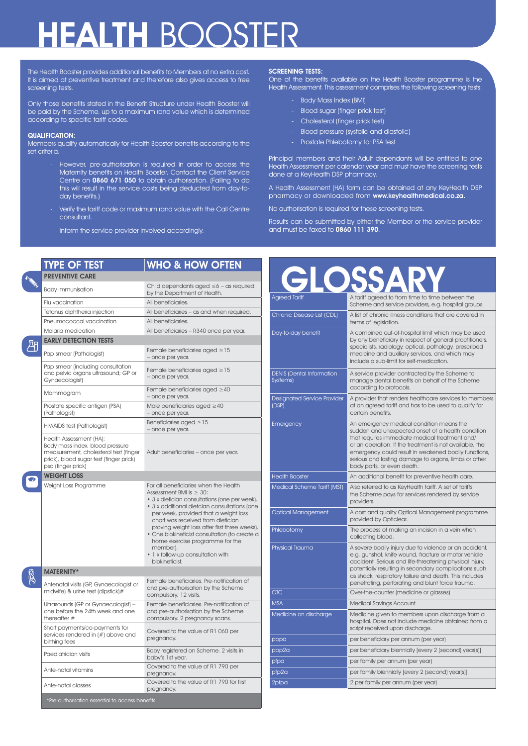# HEALTH BOOSTER

The Health Booster provides additional benefits to Members at no extra cost. It is aimed at preventive treatment and therefore also gives access to free screening tests.

Only those benefits stated in the Benefit Structure under Health Booster will be paid by the Scheme, up to a maximum rand value which is determined according to specific tariff codes.

**QUALIFICATION:**
Members qualify automatically for Health Booster benefits according to the set criteria.

- However, pre-authorisation is required in order to access the Maternity benefits on Health Booster. Contact the Client Service Centre on **0860 671 050** to obtain authorisation. (Failing to do this will result in the service costs being deducted from day-to-day benefits.)
- Verify the tariff code or maximum rand value with the Call Centre consultant.
- Inform the service provider involved accordingly.

**SCREENING TESTS:**
One of the benefits available on the Health Booster programme is the Health Assessment. This assessment comprises the following screening tests:

- Body Mass Index (BMI)
- Blood sugar (finger prick test)
- Cholesterol (finger prick test)
- Blood pressure (systolic and diastolic)
- Prostate Phlebotomy for PSA test

Principal members and their Adult dependants will be entitled to one Health Assessment per calendar year and must have the screening tests done at a KeyHealth DSP pharmacy.

A Health Assessment (HA) form can be obtained at any KeyHealth DSP pharmacy or downloaded from **www.keyhealthmedical.co.za.**

No authorisation is required for these screening tests.

Results can be submitted by either the Member or the service provider and must be faxed to **0860 111 390**.

| TYPE OF TEST | WHO & HOW OFTEN |
|---|---|
| **PREVENTIVE CARE** | |
| Baby immunisation | Child dependants aged ≤6 – as required by the Department of Health. |
| Flu vaccination | All beneficiaries. |
| Tetanus diphtheria injection | All beneficiaries – as and when required. |
| Pneumococcal vaccination | All beneficiaries. |
| Malaria medication | All beneficiaries – R340 once per year. |
| **EARLY DETECTION TESTS** | |
| Pap smear (Pathologist) | Female beneficiaries aged ≥15 – once per year. |
| Pap smear (including consultation and pelvic organs ultrasound; GP or Gynaecologist) | Female beneficiaries aged ≥15 – once per year. |
| Mammogram | Female beneficiaries aged ≥40 – once per year. |
| Prostate specific antigen (PSA) (Pathologist) | Male beneficiaries aged ≥40 – once per year. |
| HIV/AIDS test (Pathologist) | Beneficiaries aged ≥15 – once per year. |
| Health Assessment (HA): Body mass index, blood pressure measurement, cholesterol test (finger prick), blood sugar test (finger prick) psa (finger prick) | Adult beneficiaries – once per year. |
| **WEIGHT LOSS** | |
| Weight Loss Programme | For all beneficiaries when the Health Assessment BMI is ≥ 30: • 3 x dietician consultations (one per week). • 3 x additional dietcian consultations (one per week, provided that a weight loss chart was received from dietician proving weight loss after first three weeks). • One biokineticist consultation (to create a home exercise programme for the member). • 1 x follow-up consultation with biokineticist. |
| **MATERNITY*** | |
| Antenatal visits (GP, Gynaecologist or midwife) & urine test (dipstick)# | Female beneficiaries. Pre-notification of and pre-authorisation by the Scheme compulsory. 12 visits. |
| Ultrasounds (GP or Gynaecologist) – one before the 24th week and one thereafter # | Female beneficiaries. Pre-notification of and pre-authorisation by the Scheme compulsory. 2 pregnancy scans. |
| Short payments/co-payments for services rendered in (#) above and birthing fees | Covered to the value of R1 060 per pregnancy. |
| Paediatrician visits | Baby registered on Scheme. 2 visits in baby's 1st year. |
| Ante-natal vitamins | Covered to the value of R1 790 per pregnancy. |
| Ante-natal classes | Covered to the value of R1 790 for first pregnancy. |

*Pre-authorisation essential to access benefits

# GLOSSARY

| | |
|---|---|
| Agreed Tariff | A tariff agreed to from time to time between the Scheme and service providers, e.g. hospital groups. |
| Chronic Disease List (CDL) | A list of chronic illness conditions that are covered in terms of legislation. |
| Day-to-day benefit | A combined out-of-hospital limit which may be used by any beneficiary in respect of general practitioners, specialists, radiology, optical, pathology, prescribed medicine and auxiliary services, and which may include a sub-limit for self-medication. |
| DENIS (Dental Information Systems) | A service provider contracted by the Scheme to manage dental benefits on behalf of the Scheme according to protocols. |
| Designated Service Provider (DSP) | A provider that renders healthcare services to members at an agreed tariff and has to be used to qualify for certain benefits. |
| Emergency | An emergency medical condition means the sudden and unexpected onset of a health condition that requires immediate medical treatment and/ or an operation. If the treatment is not available, the emergency could result in weakened bodily functions, serious and lasting damage to organs, limbs or other body parts, or even death. |
| Health Booster | An additional benefit for preventive health care. |
| Medical Scheme Tariff (MST) | Also referred to as KeyHealth tariff. A set of tariffs the Scheme pays for services rendered by service providers. |
| Optical Management | A cost and quality Optical Management programme provided by Opticlear. |
| Phlebotomy | The process of making an incision in a vein when collecting blood. |
| Physical Trauma | A severe bodily injury due to violence or an accident, e.g. gunshot, knife wound, fracture or motor vehicle accident. Serious and life-threatening physical injury, potentially resulting in secondary complications such as shock, respiratory failure and death. This includes penetrating, perforating and blunt force trauma. |
| OTC | Over-the-counter (medicine or glasses) |
| MSA | Medical Savings Account |
| Medicine on discharge | Medicine given to members upon discharge from a hospital. Does not include medicine obtained from a script received upon discharge. |
| pbpa | per beneficiary per annum (per year) |
| pbp2a | per beneficiary biennially [every 2 (second) year(s)] |
| pfpa | per family per annum (per year) |
| pfp2a | per family biennially [every 2 (second) year(s)] |
| 2pfpa | 2 per family per annum (per year) |